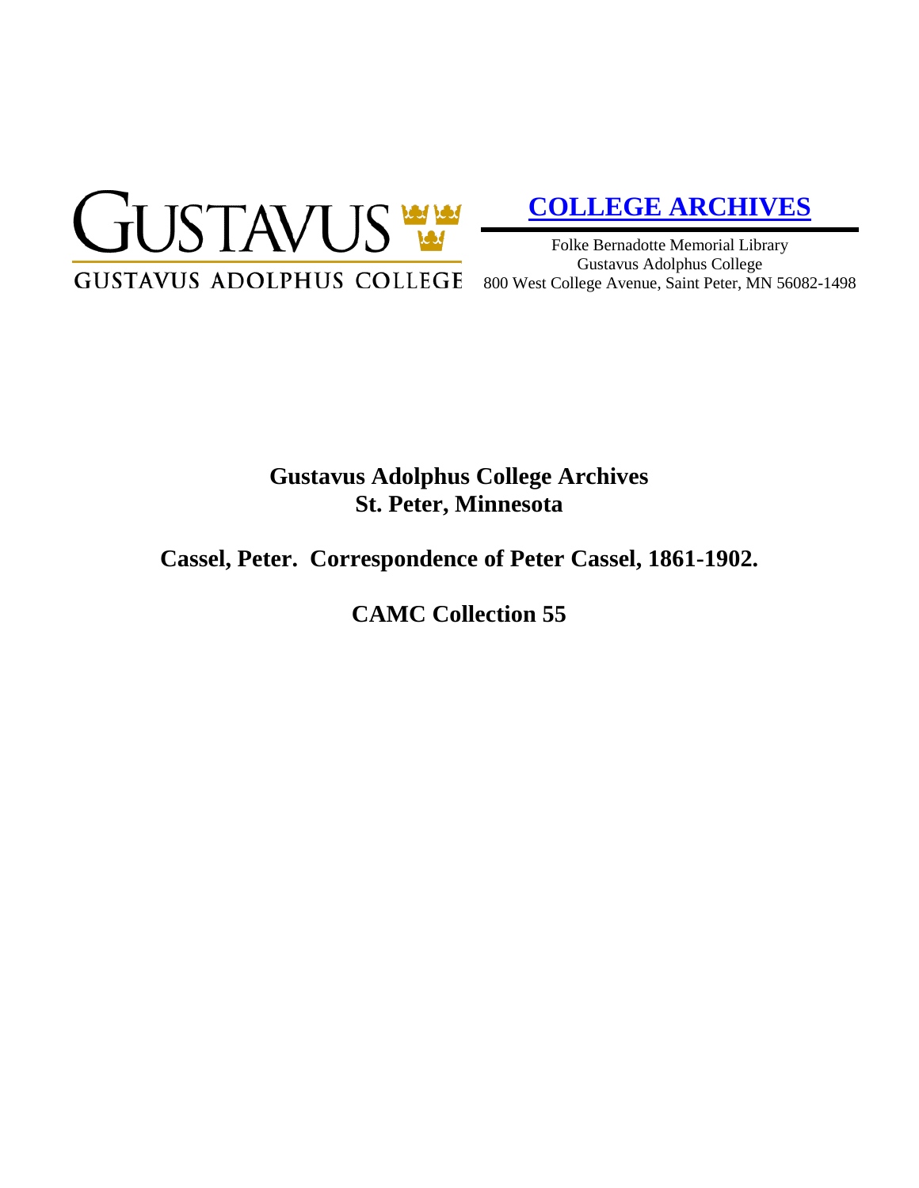GUSTAVUS

GUSTAVUS ADOLPHUS COLLEGE

**COLLEGE ARCHIVES**

Folke Bernadotte Memorial Library
Gustavus Adolphus College
800 West College Avenue, Saint Peter, MN 56082-1498

# Gustavus Adolphus College Archives
# St. Peter, Minnesota

## Cassel, Peter. Correspondence of Peter Cassel, 1861-1902.

## CAMC Collection 55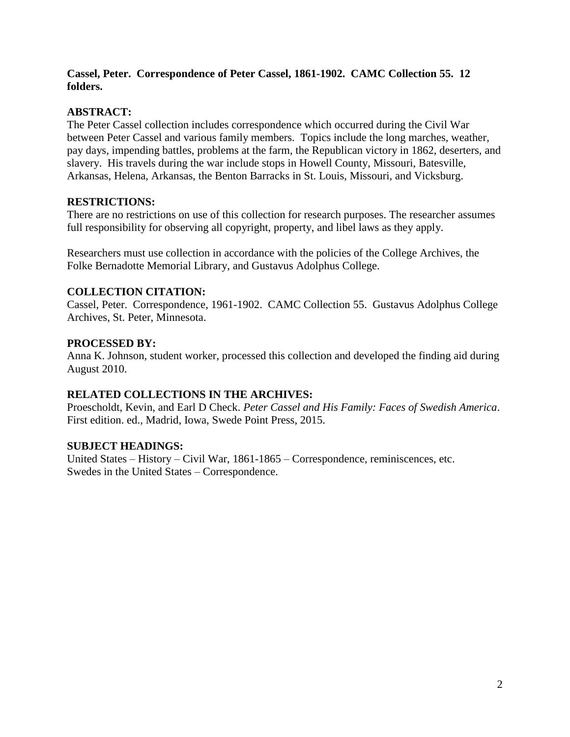**Cassel, Peter. Correspondence of Peter Cassel, 1861-1902. CAMC Collection 55. 12 folders.**

## ABSTRACT:

The Peter Cassel collection includes correspondence which occurred during the Civil War between Peter Cassel and various family members. Topics include the long marches, weather, pay days, impending battles, problems at the farm, the Republican victory in 1862, deserters, and slavery. His travels during the war include stops in Howell County, Missouri, Batesville, Arkansas, Helena, Arkansas, the Benton Barracks in St. Louis, Missouri, and Vicksburg.

## RESTRICTIONS:

There are no restrictions on use of this collection for research purposes. The researcher assumes full responsibility for observing all copyright, property, and libel laws as they apply.

Researchers must use collection in accordance with the policies of the College Archives, the Folke Bernadotte Memorial Library, and Gustavus Adolphus College.

## COLLECTION CITATION:

Cassel, Peter. Correspondence, 1961-1902. CAMC Collection 55. Gustavus Adolphus College Archives, St. Peter, Minnesota.

## PROCESSED BY:

Anna K. Johnson, student worker, processed this collection and developed the finding aid during August 2010.

## RELATED COLLECTIONS IN THE ARCHIVES:

Proescholdt, Kevin, and Earl D Check. *Peter Cassel and His Family: Faces of Swedish America*. First edition. ed., Madrid, Iowa, Swede Point Press, 2015.

## SUBJECT HEADINGS:

United States – History – Civil War, 1861-1865 – Correspondence, reminiscences, etc.
Swedes in the United States – Correspondence.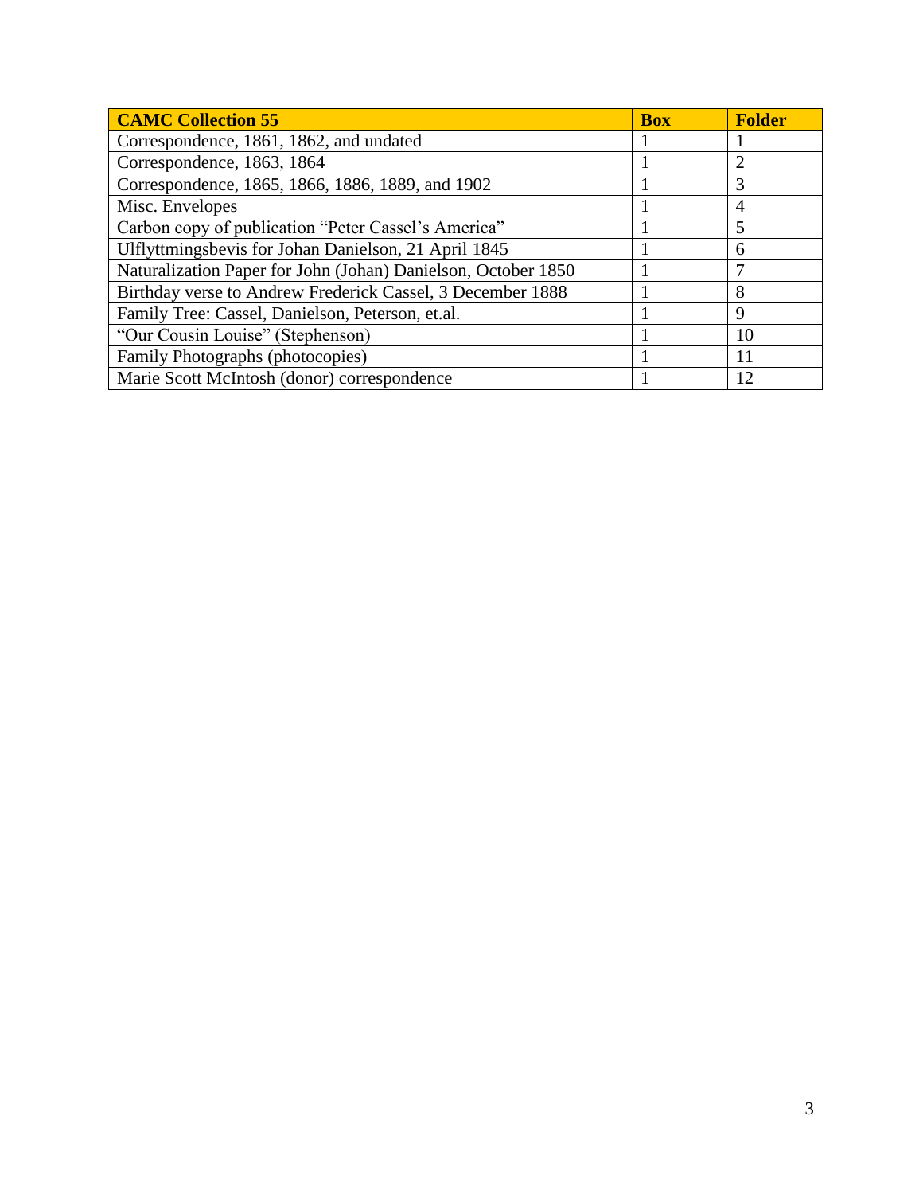| CAMC Collection 55 | Box | Folder |
| --- | --- | --- |
| Correspondence, 1861, 1862, and undated | 1 | 1 |
| Correspondence, 1863, 1864 | 1 | 2 |
| Correspondence, 1865, 1866, 1886, 1889, and 1902 | 1 | 3 |
| Misc. Envelopes | 1 | 4 |
| Carbon copy of publication "Peter Cassel's America" | 1 | 5 |
| Ulflyttmingsbevis for Johan Danielson, 21 April 1845 | 1 | 6 |
| Naturalization Paper for John (Johan) Danielson, October 1850 | 1 | 7 |
| Birthday verse to Andrew Frederick Cassel, 3 December 1888 | 1 | 8 |
| Family Tree: Cassel, Danielson, Peterson, et.al. | 1 | 9 |
| "Our Cousin Louise" (Stephenson) | 1 | 10 |
| Family Photographs (photocopies) | 1 | 11 |
| Marie Scott McIntosh (donor) correspondence | 1 | 12 |